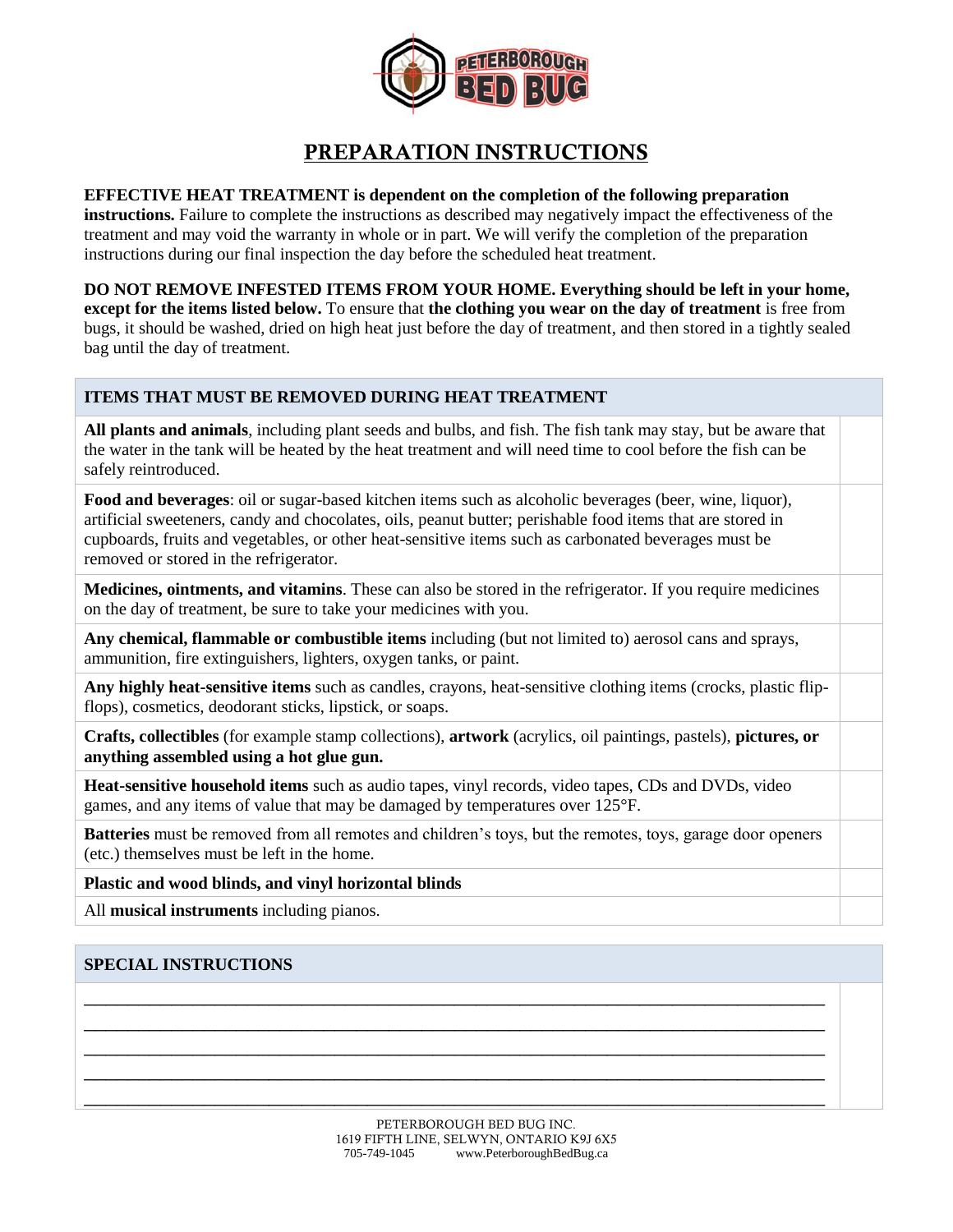# PREPARATION INSTRUCTIONS

**EFFECTIVE HEAT TREATMENT is dependent on the completion of the following preparation instructions.** Failure to complete the instructions as described may negatively impact the effectiveness of the treatment and may void the warranty in whole or in part. We will verify the completion of the preparation instructions during our final inspection the day before the scheduled heat treatment.

**DO NOT REMOVE INFESTED ITEMS FROM YOUR HOME. Everything should be left in your home, except for the items listed below.** To ensure that **the clothing you wear on the day of treatment** is free from bugs, it should be washed, dried on high heat just before the day of treatment, and then stored in a tightly sealed bag until the day of treatment.

| ITEMS THAT MUST BE REMOVED DURING HEAT TREATMENT | |
|---|---|
| **All plants and animals**, including plant seeds and bulbs, and fish. The fish tank may stay, but be aware that the water in the tank will be heated by the heat treatment and will need time to cool before the fish can be safely reintroduced. | |
| **Food and beverages**: oil or sugar-based kitchen items such as alcoholic beverages (beer, wine, liquor), artificial sweeteners, candy and chocolates, oils, peanut butter; perishable food items that are stored in cupboards, fruits and vegetables, or other heat-sensitive items such as carbonated beverages must be removed or stored in the refrigerator. | |
| **Medicines, ointments, and vitamins**. These can also be stored in the refrigerator. If you require medicines on the day of treatment, be sure to take your medicines with you. | |
| **Any chemical, flammable or combustible items** including (but not limited to) aerosol cans and sprays, ammunition, fire extinguishers, lighters, oxygen tanks, or paint. | |
| **Any highly heat-sensitive items** such as candles, crayons, heat-sensitive clothing items (crocks, plastic flip-flops), cosmetics, deodorant sticks, lipstick, or soaps. | |
| **Crafts, collectibles** (for example stamp collections), **artwork** (acrylics, oil paintings, pastels), **pictures, or anything assembled using a hot glue gun.** | |
| **Heat-sensitive household items** such as audio tapes, vinyl records, video tapes, CDs and DVDs, video games, and any items of value that may be damaged by temperatures over 125°F. | |
| **Batteries** must be removed from all remotes and children's toys, but the remotes, toys, garage door openers (etc.) themselves must be left in the home. | |
| **Plastic and wood blinds, and vinyl horizontal blinds** | |
| All **musical instruments** including pianos. | |

| SPECIAL INSTRUCTIONS | |
|---|---|
| ______________________________________________________________________________ | |
| ______________________________________________________________________________ | |
| ______________________________________________________________________________ | |
| ______________________________________________________________________________ | |
| ______________________________________________________________________________ | |

PETERBOROUGH BED BUG INC.
1619 FIFTH LINE, SELWYN, ONTARIO K9J 6X5
705-749-1045 www.PeterboroughBedBug.ca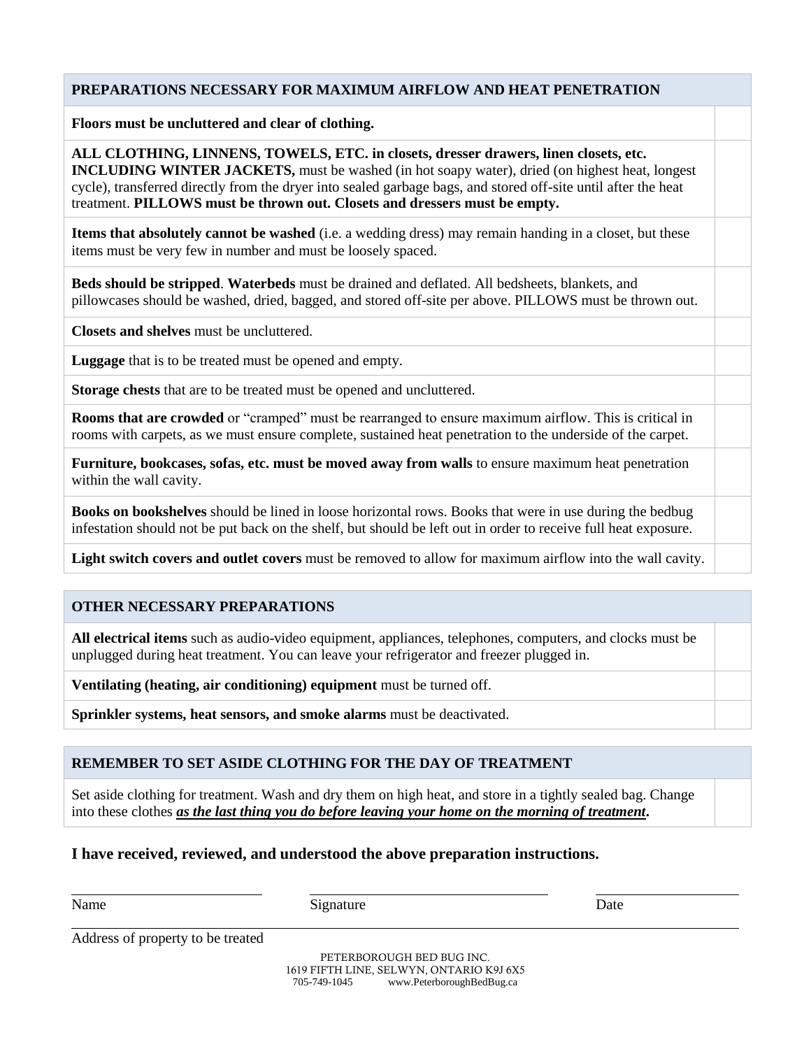| PREPARATIONS NECESSARY FOR MAXIMUM AIRFLOW AND HEAT PENETRATION | |
|---|---|
| **Floors must be uncluttered and clear of clothing.** | |
| **ALL CLOTHING, LINNENS, TOWELS, ETC. in closets, dresser drawers, linen closets, etc. INCLUDING WINTER JACKETS,** must be washed (in hot soapy water), dried (on highest heat, longest cycle), transferred directly from the dryer into sealed garbage bags, and stored off-site until after the heat treatment. **PILLOWS must be thrown out. Closets and dressers must be empty.** | |
| **Items that absolutely cannot be washed** (i.e. a wedding dress) may remain handing in a closet, but these items must be very few in number and must be loosely spaced. | |
| **Beds should be stripped**. **Waterbeds** must be drained and deflated. All bedsheets, blankets, and pillowcases should be washed, dried, bagged, and stored off-site per above. PILLOWS must be thrown out. | |
| **Closets and shelves** must be uncluttered. | |
| **Luggage** that is to be treated must be opened and empty. | |
| **Storage chests** that are to be treated must be opened and uncluttered. | |
| **Rooms that are crowded** or "cramped" must be rearranged to ensure maximum airflow. This is critical in rooms with carpets, as we must ensure complete, sustained heat penetration to the underside of the carpet. | |
| **Furniture, bookcases, sofas, etc. must be moved away from walls** to ensure maximum heat penetration within the wall cavity. | |
| **Books on bookshelves** should be lined in loose horizontal rows. Books that were in use during the bedbug infestation should not be put back on the shelf, but should be left out in order to receive full heat exposure. | |
| **Light switch covers and outlet covers** must be removed to allow for maximum airflow into the wall cavity. | |

| OTHER NECESSARY PREPARATIONS | |
|---|---|
| **All electrical items** such as audio-video equipment, appliances, telephones, computers, and clocks must be unplugged during heat treatment. You can leave your refrigerator and freezer plugged in. | |
| **Ventilating (heating, air conditioning) equipment** must be turned off. | |
| **Sprinkler systems, heat sensors, and smoke alarms** must be deactivated. | |

| REMEMBER TO SET ASIDE CLOTHING FOR THE DAY OF TREATMENT | |
|---|---|
| Set aside clothing for treatment. Wash and dry them on high heat, and store in a tightly sealed bag. Change into these clothes ***as the last thing you do before leaving your home on the morning of treatment*****.** | |

**I have received, reviewed, and understood the above preparation instructions.**

Name ____________________ Signature ____________________ Date ____________________

Address of property to be treated ________________________________________

PETERBOROUGH BED BUG INC.
1619 FIFTH LINE, SELWYN, ONTARIO K9J 6X5
705-749-1045 www.PeterboroughBedBug.ca